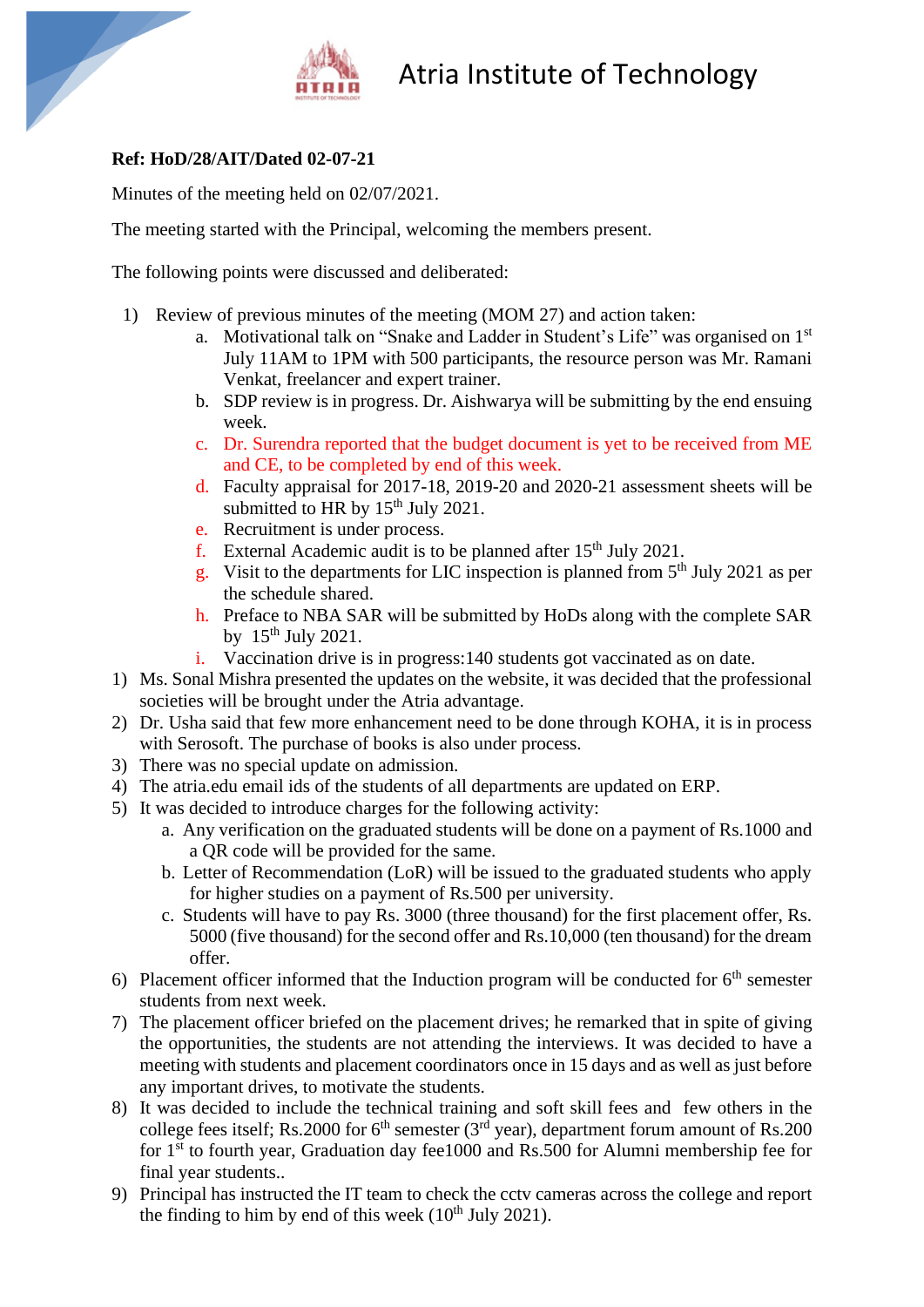# Atria Institute of Technology

**Ref: HoD/28/AIT/Dated 02-07-21**

Minutes of the meeting held on 02/07/2021.

The meeting started with the Principal, welcoming the members present.

The following points were discussed and deliberated:

1) Review of previous minutes of the meeting (MOM 27) and action taken:
   a. Motivational talk on "Snake and Ladder in Student's Life" was organised on 1st July 11AM to 1PM with 500 participants, the resource person was Mr. Ramani Venkat, freelancer and expert trainer.
   b. SDP review is in progress. Dr. Aishwarya will be submitting by the end ensuing week.
   c. Dr. Surendra reported that the budget document is yet to be received from ME and CE, to be completed by end of this week.
   d. Faculty appraisal for 2017-18, 2019-20 and 2020-21 assessment sheets will be submitted to HR by 15th July 2021.
   e. Recruitment is under process.
   f. External Academic audit is to be planned after 15th July 2021.
   g. Visit to the departments for LIC inspection is planned from 5th July 2021 as per the schedule shared.
   h. Preface to NBA SAR will be submitted by HoDs along with the complete SAR by 15th July 2021.
   i. Vaccination drive is in progress:140 students got vaccinated as on date.

1) Ms. Sonal Mishra presented the updates on the website, it was decided that the professional societies will be brought under the Atria advantage.
2) Dr. Usha said that few more enhancement need to be done through KOHA, it is in process with Serosoft. The purchase of books is also under process.
3) There was no special update on admission.
4) The atria.edu email ids of the students of all departments are updated on ERP.
5) It was decided to introduce charges for the following activity:
   a. Any verification on the graduated students will be done on a payment of Rs.1000 and a QR code will be provided for the same.
   b. Letter of Recommendation (LoR) will be issued to the graduated students who apply for higher studies on a payment of Rs.500 per university.
   c. Students will have to pay Rs. 3000 (three thousand) for the first placement offer, Rs. 5000 (five thousand) for the second offer and Rs.10,000 (ten thousand) for the dream offer.
6) Placement officer informed that the Induction program will be conducted for 6th semester students from next week.
7) The placement officer briefed on the placement drives; he remarked that in spite of giving the opportunities, the students are not attending the interviews. It was decided to have a meeting with students and placement coordinators once in 15 days and as well as just before any important drives, to motivate the students.
8) It was decided to include the technical training and soft skill fees and few others in the college fees itself; Rs.2000 for 6th semester (3rd year), department forum amount of Rs.200 for 1st to fourth year, Graduation day fee1000 and Rs.500 for Alumni membership fee for final year students..
9) Principal has instructed the IT team to check the cctv cameras across the college and report the finding to him by end of this week (10th July 2021).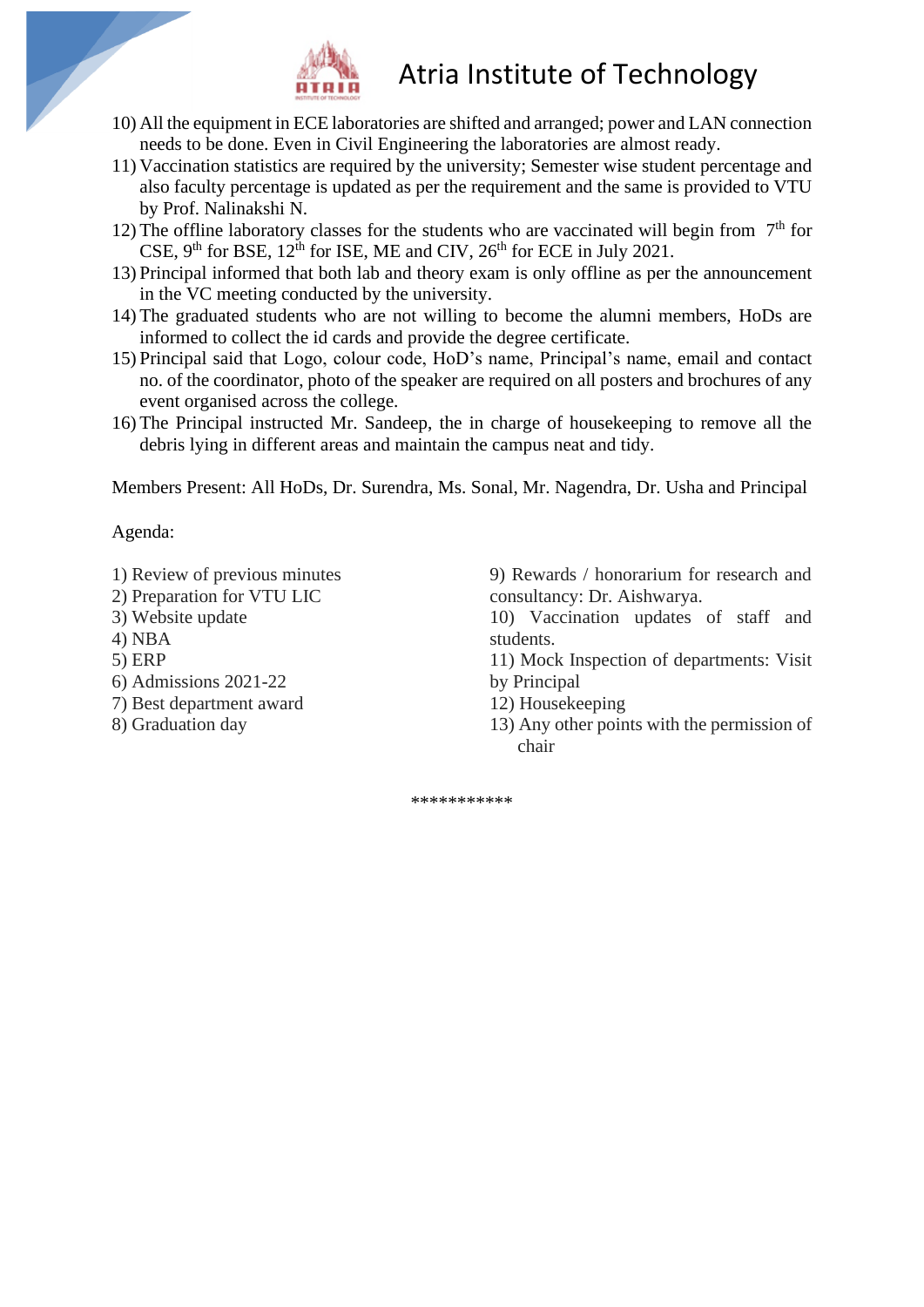10) All the equipment in ECE laboratories are shifted and arranged; power and LAN connection needs to be done. Even in Civil Engineering the laboratories are almost ready.
11) Vaccination statistics are required by the university; Semester wise student percentage and also faculty percentage is updated as per the requirement and the same is provided to VTU by Prof. Nalinakshi N.
12) The offline laboratory classes for the students who are vaccinated will begin from 7th for CSE, 9th for BSE, 12th for ISE, ME and CIV, 26th for ECE in July 2021.
13) Principal informed that both lab and theory exam is only offline as per the announcement in the VC meeting conducted by the university.
14) The graduated students who are not willing to become the alumni members, HoDs are informed to collect the id cards and provide the degree certificate.
15) Principal said that Logo, colour code, HoD's name, Principal's name, email and contact no. of the coordinator, photo of the speaker are required on all posters and brochures of any event organised across the college.
16) The Principal instructed Mr. Sandeep, the in charge of housekeeping to remove all the debris lying in different areas and maintain the campus neat and tidy.

Members Present: All HoDs, Dr. Surendra, Ms. Sonal, Mr. Nagendra, Dr. Usha and Principal

Agenda:

1) Review of previous minutes
2) Preparation for VTU LIC
3) Website update
4) NBA
5) ERP
6) Admissions 2021-22
7) Best department award
8) Graduation day
9) Rewards / honorarium for research and consultancy: Dr. Aishwarya.
10) Vaccination updates of staff and students.
11) Mock Inspection of departments: Visit by Principal
12) Housekeeping
13) Any other points with the permission of chair

***********